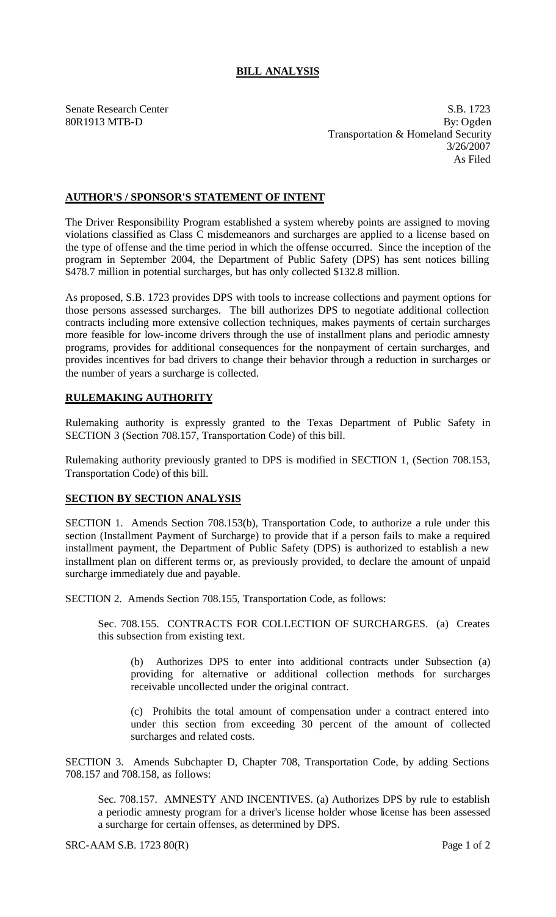# BILL ANALYSIS

Senate Research Center S.B. 1723
80R1913 MTB-D By: Ogden
Transportation & Homeland Security
3/26/2007
As Filed

## AUTHOR'S / SPONSOR'S STATEMENT OF INTENT

The Driver Responsibility Program established a system whereby points are assigned to moving violations classified as Class C misdemeanors and surcharges are applied to a license based on the type of offense and the time period in which the offense occurred. Since the inception of the program in September 2004, the Department of Public Safety (DPS) has sent notices billing $478.7 million in potential surcharges, but has only collected $132.8 million.

As proposed, S.B. 1723 provides DPS with tools to increase collections and payment options for those persons assessed surcharges. The bill authorizes DPS to negotiate additional collection contracts including more extensive collection techniques, makes payments of certain surcharges more feasible for low-income drivers through the use of installment plans and periodic amnesty programs, provides for additional consequences for the nonpayment of certain surcharges, and provides incentives for bad drivers to change their behavior through a reduction in surcharges or the number of years a surcharge is collected.

## RULEMAKING AUTHORITY

Rulemaking authority is expressly granted to the Texas Department of Public Safety in SECTION 3 (Section 708.157, Transportation Code) of this bill.

Rulemaking authority previously granted to DPS is modified in SECTION 1, (Section 708.153, Transportation Code) of this bill.

## SECTION BY SECTION ANALYSIS

SECTION 1. Amends Section 708.153(b), Transportation Code, to authorize a rule under this section (Installment Payment of Surcharge) to provide that if a person fails to make a required installment payment, the Department of Public Safety (DPS) is authorized to establish a new installment plan on different terms or, as previously provided, to declare the amount of unpaid surcharge immediately due and payable.

SECTION 2. Amends Section 708.155, Transportation Code, as follows:

Sec. 708.155. CONTRACTS FOR COLLECTION OF SURCHARGES. (a) Creates this subsection from existing text.

(b) Authorizes DPS to enter into additional contracts under Subsection (a) providing for alternative or additional collection methods for surcharges receivable uncollected under the original contract.

(c) Prohibits the total amount of compensation under a contract entered into under this section from exceeding 30 percent of the amount of collected surcharges and related costs.

SECTION 3. Amends Subchapter D, Chapter 708, Transportation Code, by adding Sections 708.157 and 708.158, as follows:

Sec. 708.157. AMNESTY AND INCENTIVES. (a) Authorizes DPS by rule to establish a periodic amnesty program for a driver's license holder whose license has been assessed a surcharge for certain offenses, as determined by DPS.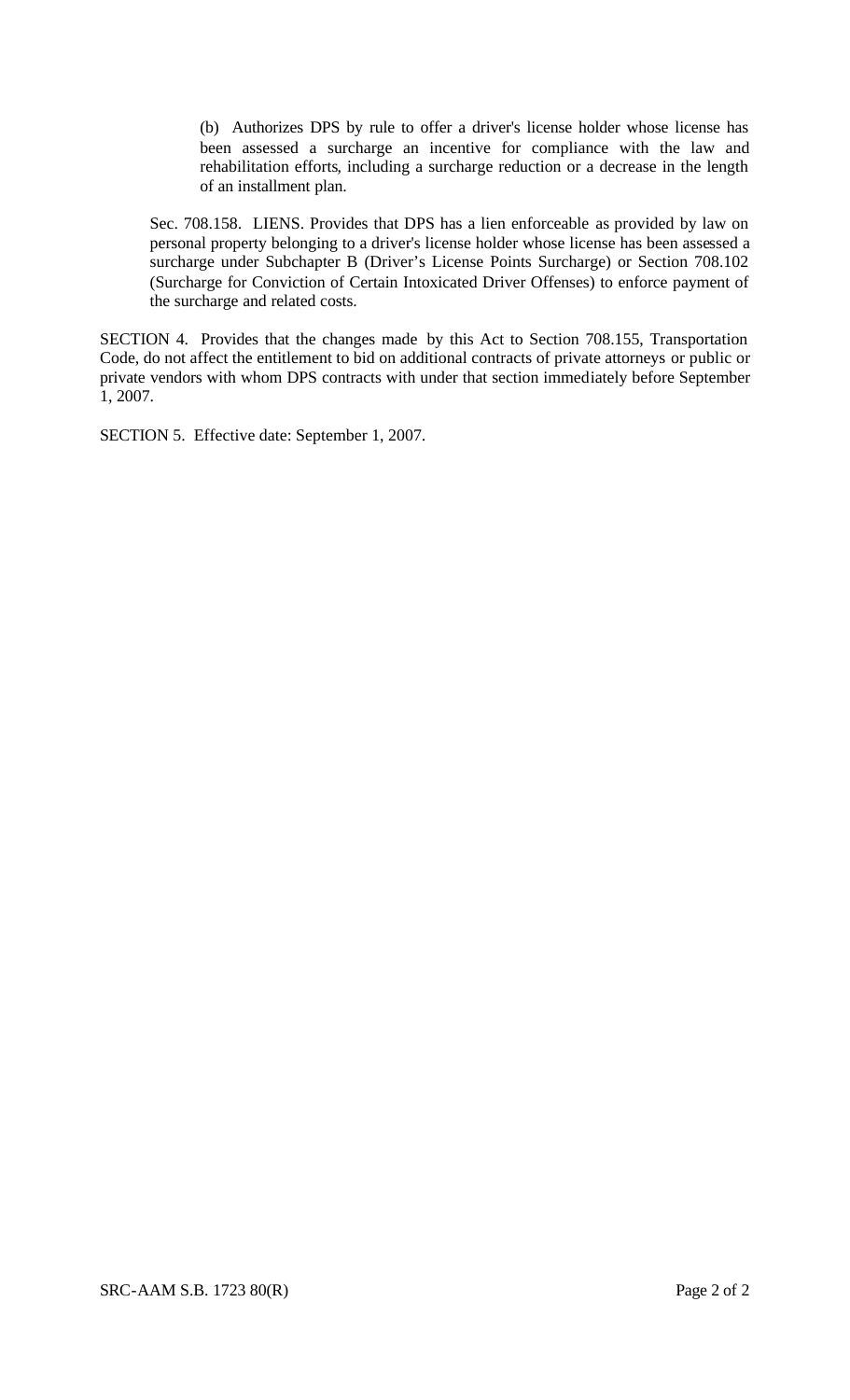(b) Authorizes DPS by rule to offer a driver's license holder whose license has been assessed a surcharge an incentive for compliance with the law and rehabilitation efforts, including a surcharge reduction or a decrease in the length of an installment plan.

Sec. 708.158. LIENS. Provides that DPS has a lien enforceable as provided by law on personal property belonging to a driver's license holder whose license has been assessed a surcharge under Subchapter B (Driver's License Points Surcharge) or Section 708.102 (Surcharge for Conviction of Certain Intoxicated Driver Offenses) to enforce payment of the surcharge and related costs.

SECTION 4. Provides that the changes made by this Act to Section 708.155, Transportation Code, do not affect the entitlement to bid on additional contracts of private attorneys or public or private vendors with whom DPS contracts with under that section immediately before September 1, 2007.

SECTION 5. Effective date: September 1, 2007.